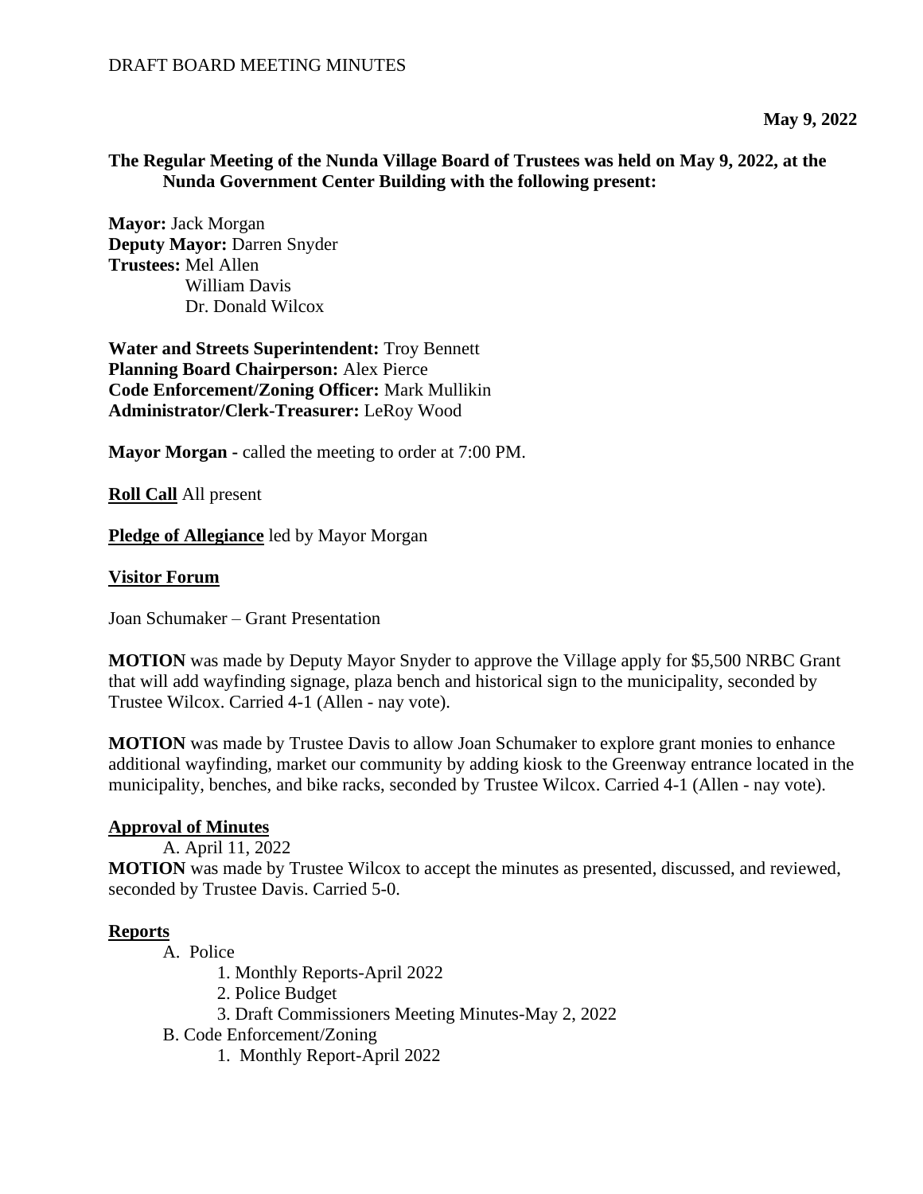DRAFT BOARD MEETING MINUTES

**May 9, 2022**

**The Regular Meeting of the Nunda Village Board of Trustees was held on May 9, 2022, at the Nunda Government Center Building with the following present:**

**Mayor:** Jack Morgan
**Deputy Mayor:** Darren Snyder
**Trustees:** Mel Allen
William Davis
Dr. Donald Wilcox

**Water and Streets Superintendent:** Troy Bennett
**Planning Board Chairperson:** Alex Pierce
**Code Enforcement/Zoning Officer:** Mark Mullikin
**Administrator/Clerk-Treasurer:** LeRoy Wood

**Mayor Morgan -** called the meeting to order at 7:00 PM.

**Roll Call** All present

**Pledge of Allegiance** led by Mayor Morgan

**Visitor Forum**

Joan Schumaker – Grant Presentation

**MOTION** was made by Deputy Mayor Snyder to approve the Village apply for $5,500 NRBC Grant that will add wayfinding signage, plaza bench and historical sign to the municipality, seconded by Trustee Wilcox. Carried 4-1 (Allen - nay vote).

**MOTION** was made by Trustee Davis to allow Joan Schumaker to explore grant monies to enhance additional wayfinding, market our community by adding kiosk to the Greenway entrance located in the municipality, benches, and bike racks, seconded by Trustee Wilcox. Carried 4-1 (Allen - nay vote).

**Approval of Minutes**

A. April 11, 2022

**MOTION** was made by Trustee Wilcox to accept the minutes as presented, discussed, and reviewed, seconded by Trustee Davis. Carried 5-0.

**Reports**

A. Police
  1. Monthly Reports-April 2022
  2. Police Budget
  3. Draft Commissioners Meeting Minutes-May 2, 2022

B. Code Enforcement/Zoning
  1. Monthly Report-April 2022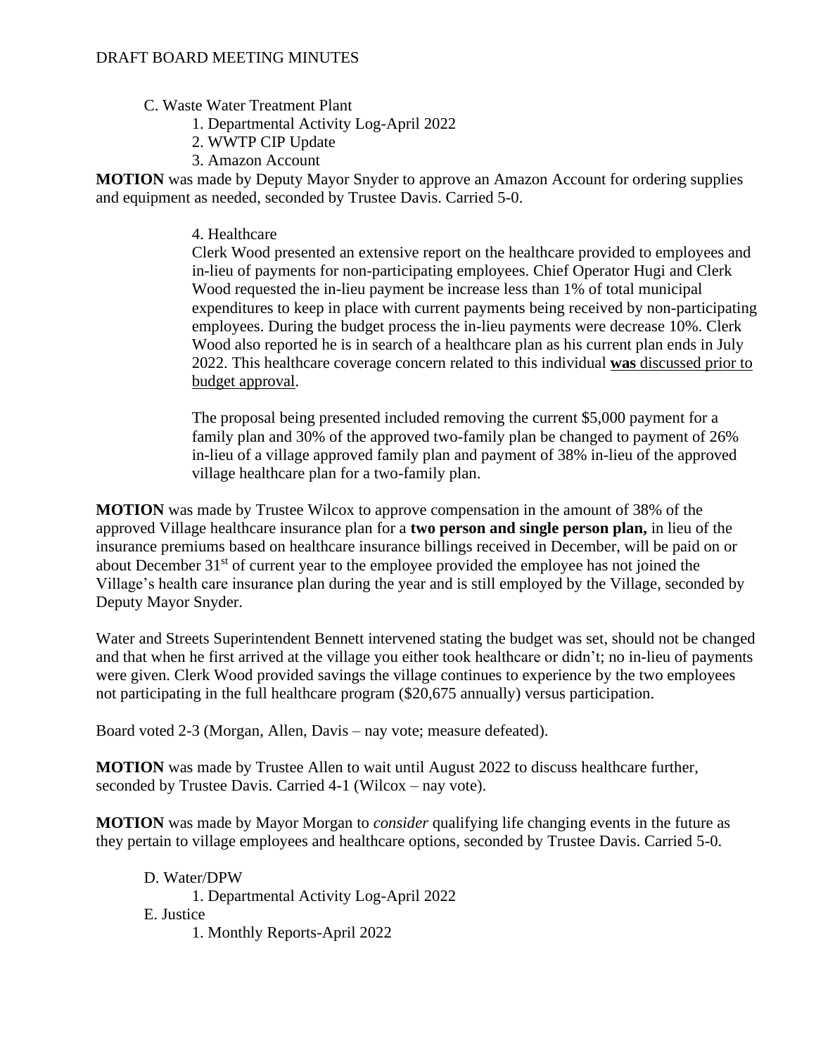C. Waste Water Treatment Plant

1. Departmental Activity Log-April 2022
2. WWTP CIP Update
3. Amazon Account

**MOTION** was made by Deputy Mayor Snyder to approve an Amazon Account for ordering supplies and equipment as needed, seconded by Trustee Davis. Carried 5-0.

4. Healthcare

Clerk Wood presented an extensive report on the healthcare provided to employees and in-lieu of payments for non-participating employees. Chief Operator Hugi and Clerk Wood requested the in-lieu payment be increase less than 1% of total municipal expenditures to keep in place with current payments being received by non-participating employees. During the budget process the in-lieu payments were decrease 10%. Clerk Wood also reported he is in search of a healthcare plan as his current plan ends in July 2022. This healthcare coverage concern related to this individual <u>**was** discussed prior to budget approval</u>.

The proposal being presented included removing the current $5,000 payment for a family plan and 30% of the approved two-family plan be changed to payment of 26% in-lieu of a village approved family plan and payment of 38% in-lieu of the approved village healthcare plan for a two-family plan.

**MOTION** was made by Trustee Wilcox to approve compensation in the amount of 38% of the approved Village healthcare insurance plan for a **two person and single person plan,** in lieu of the insurance premiums based on healthcare insurance billings received in December, will be paid on or about December 31st of current year to the employee provided the employee has not joined the Village's health care insurance plan during the year and is still employed by the Village, seconded by Deputy Mayor Snyder.

Water and Streets Superintendent Bennett intervened stating the budget was set, should not be changed and that when he first arrived at the village you either took healthcare or didn't; no in-lieu of payments were given. Clerk Wood provided savings the village continues to experience by the two employees not participating in the full healthcare program ($20,675 annually) versus participation.

Board voted 2-3 (Morgan, Allen, Davis – nay vote; measure defeated).

**MOTION** was made by Trustee Allen to wait until August 2022 to discuss healthcare further, seconded by Trustee Davis. Carried 4-1 (Wilcox – nay vote).

**MOTION** was made by Mayor Morgan to *consider* qualifying life changing events in the future as they pertain to village employees and healthcare options, seconded by Trustee Davis. Carried 5-0.

D. Water/DPW

1. Departmental Activity Log-April 2022

E. Justice

1. Monthly Reports-April 2022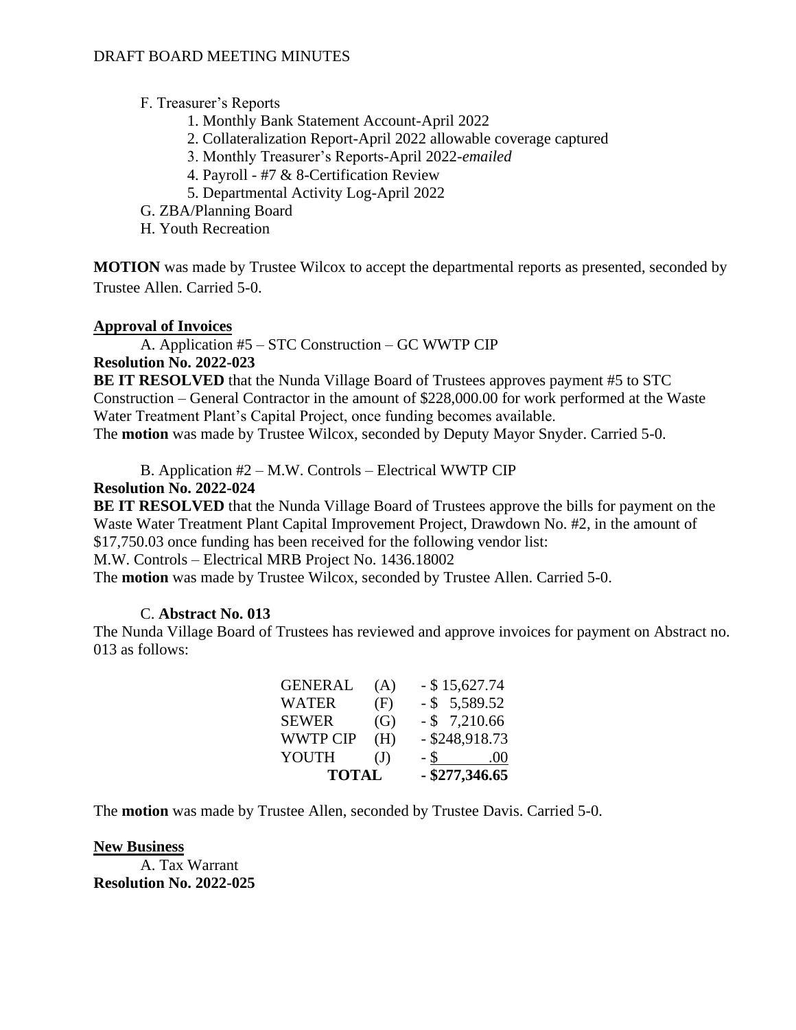F. Treasurer's Reports
1. Monthly Bank Statement Account-April 2022
2. Collateralization Report-April 2022 allowable coverage captured
3. Monthly Treasurer's Reports-April 2022-*emailed*
4. Payroll - #7 & 8-Certification Review
5. Departmental Activity Log-April 2022

G. ZBA/Planning Board

H. Youth Recreation

**MOTION** was made by Trustee Wilcox to accept the departmental reports as presented, seconded by Trustee Allen. Carried 5-0.

**Approval of Invoices**

A. Application #5 – STC Construction – GC WWTP CIP

**Resolution No. 2022-023**

**BE IT RESOLVED** that the Nunda Village Board of Trustees approves payment #5 to STC Construction – General Contractor in the amount of $228,000.00 for work performed at the Waste Water Treatment Plant's Capital Project, once funding becomes available.
The **motion** was made by Trustee Wilcox, seconded by Deputy Mayor Snyder. Carried 5-0.

B. Application #2 – M.W. Controls – Electrical WWTP CIP

**Resolution No. 2022-024**

**BE IT RESOLVED** that the Nunda Village Board of Trustees approve the bills for payment on the Waste Water Treatment Plant Capital Improvement Project, Drawdown No. #2, in the amount of $17,750.03 once funding has been received for the following vendor list:
M.W. Controls – Electrical MRB Project No. 1436.18002
The **motion** was made by Trustee Wilcox, seconded by Trustee Allen. Carried 5-0.

C. **Abstract No. 013**

The Nunda Village Board of Trustees has reviewed and approve invoices for payment on Abstract no. 013 as follows:

| | | |
|---|---|---|
| GENERAL | (A) | - $ 15,627.74 |
| WATER | (F) | - $ 5,589.52 |
| SEWER | (G) | - $ 7,210.66 |
| WWTP CIP | (H) | - $248,918.73 |
| YOUTH | (J) | - $ .00 |
| **TOTAL** | | **- $277,346.65** |

The **motion** was made by Trustee Allen, seconded by Trustee Davis. Carried 5-0.

**New Business**

A. Tax Warrant

**Resolution No. 2022-025**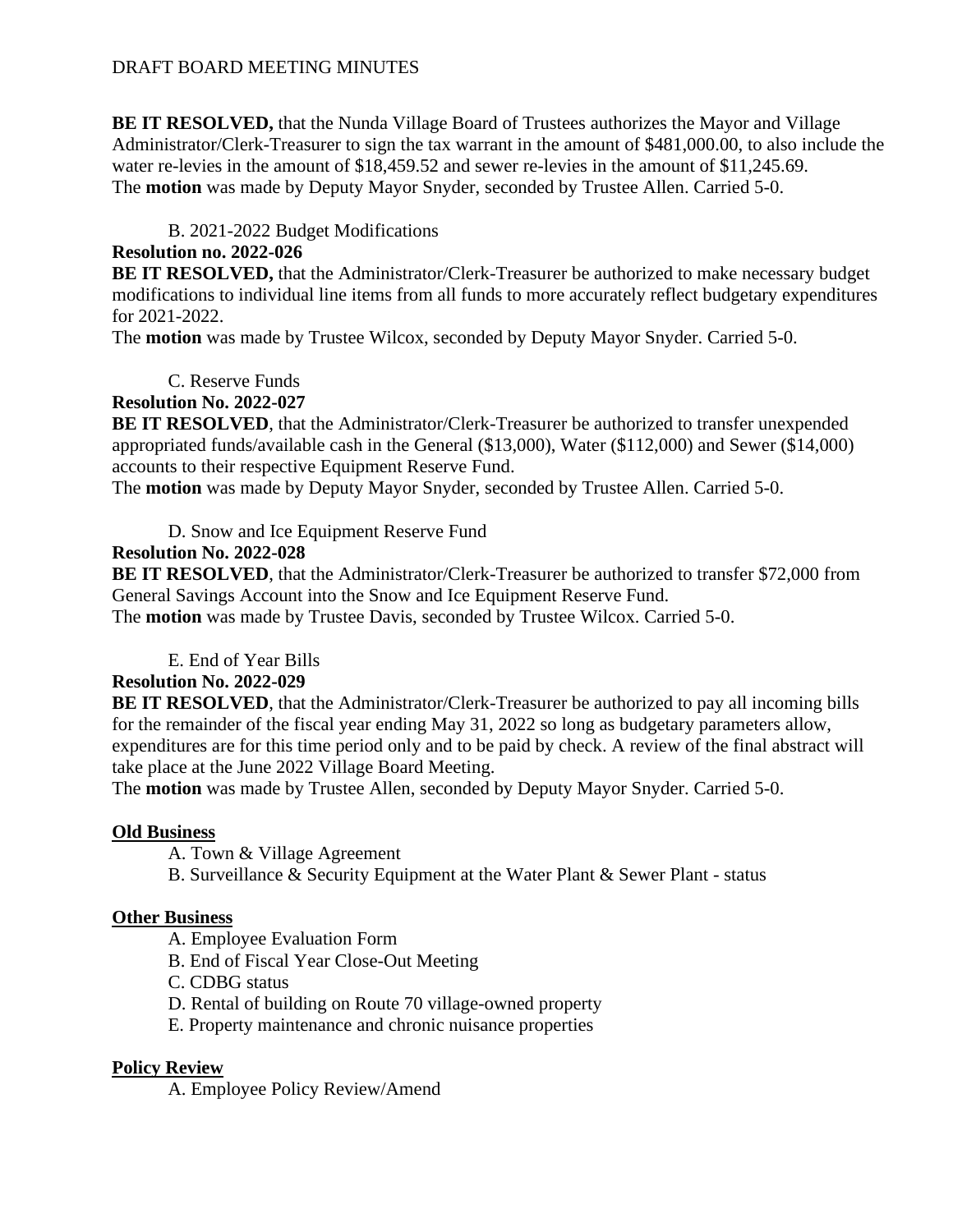**BE IT RESOLVED,** that the Nunda Village Board of Trustees authorizes the Mayor and Village Administrator/Clerk-Treasurer to sign the tax warrant in the amount of $481,000.00, to also include the water re-levies in the amount of $18,459.52 and sewer re-levies in the amount of $11,245.69.
The **motion** was made by Deputy Mayor Snyder, seconded by Trustee Allen. Carried 5-0.

B. 2021-2022 Budget Modifications

**Resolution no. 2022-026**
**BE IT RESOLVED,** that the Administrator/Clerk-Treasurer be authorized to make necessary budget modifications to individual line items from all funds to more accurately reflect budgetary expenditures for 2021-2022.
The **motion** was made by Trustee Wilcox, seconded by Deputy Mayor Snyder. Carried 5-0.

C. Reserve Funds

**Resolution No. 2022-027**
**BE IT RESOLVED**, that the Administrator/Clerk-Treasurer be authorized to transfer unexpended appropriated funds/available cash in the General ($13,000), Water ($112,000) and Sewer ($14,000) accounts to their respective Equipment Reserve Fund.
The **motion** was made by Deputy Mayor Snyder, seconded by Trustee Allen. Carried 5-0.

D. Snow and Ice Equipment Reserve Fund

**Resolution No. 2022-028**
**BE IT RESOLVED**, that the Administrator/Clerk-Treasurer be authorized to transfer $72,000 from General Savings Account into the Snow and Ice Equipment Reserve Fund.
The **motion** was made by Trustee Davis, seconded by Trustee Wilcox. Carried 5-0.

E. End of Year Bills

**Resolution No. 2022-029**
**BE IT RESOLVED**, that the Administrator/Clerk-Treasurer be authorized to pay all incoming bills for the remainder of the fiscal year ending May 31, 2022 so long as budgetary parameters allow, expenditures are for this time period only and to be paid by check. A review of the final abstract will take place at the June 2022 Village Board Meeting.
The **motion** was made by Trustee Allen, seconded by Deputy Mayor Snyder. Carried 5-0.

## Old Business

A. Town & Village Agreement
B. Surveillance & Security Equipment at the Water Plant & Sewer Plant - status

## Other Business

A. Employee Evaluation Form
B. End of Fiscal Year Close-Out Meeting
C. CDBG status
D. Rental of building on Route 70 village-owned property
E. Property maintenance and chronic nuisance properties

## Policy Review

A. Employee Policy Review/Amend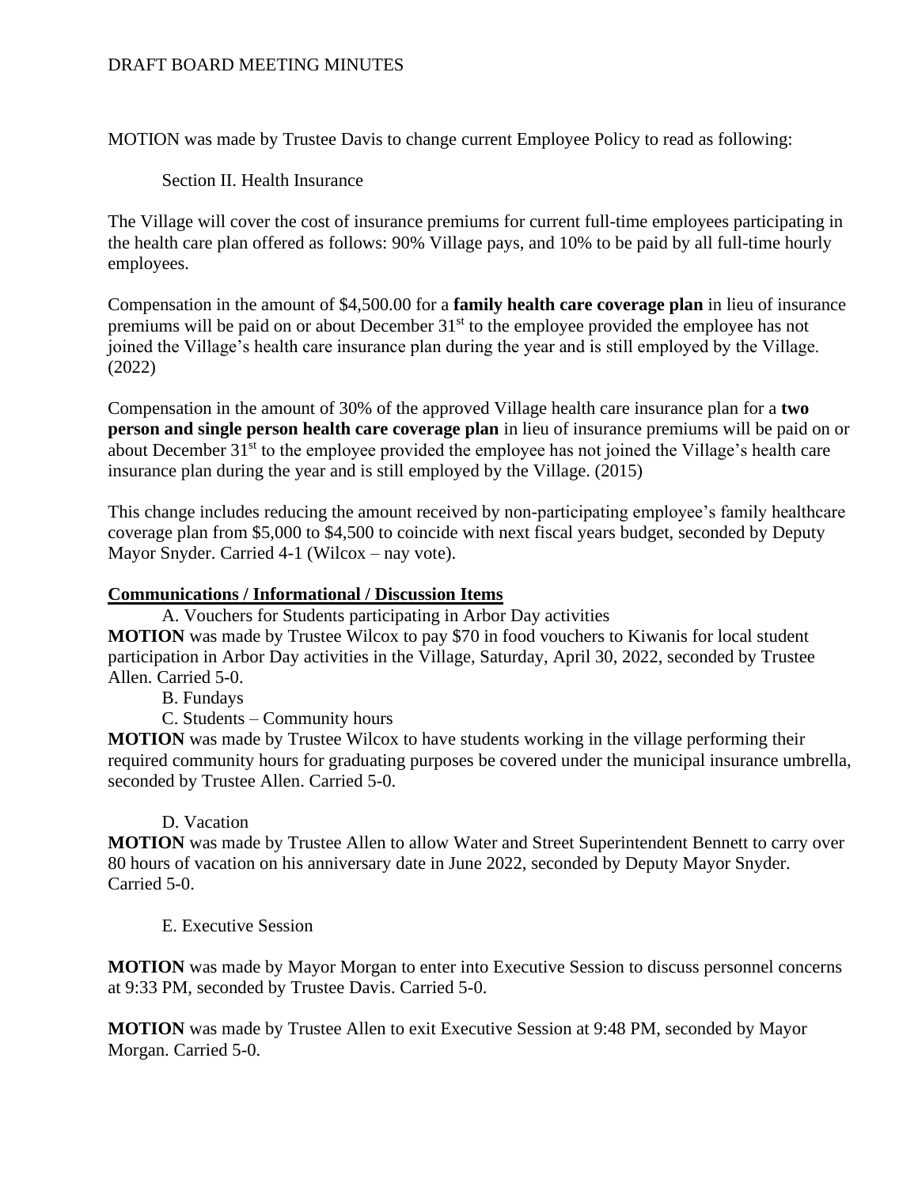MOTION was made by Trustee Davis to change current Employee Policy to read as following:

Section II. Health Insurance

The Village will cover the cost of insurance premiums for current full-time employees participating in the health care plan offered as follows: 90% Village pays, and 10% to be paid by all full-time hourly employees.

Compensation in the amount of $4,500.00 for a **family health care coverage plan** in lieu of insurance premiums will be paid on or about December 31st to the employee provided the employee has not joined the Village's health care insurance plan during the year and is still employed by the Village. (2022)

Compensation in the amount of 30% of the approved Village health care insurance plan for a **two person and single person health care coverage plan** in lieu of insurance premiums will be paid on or about December 31st to the employee provided the employee has not joined the Village's health care insurance plan during the year and is still employed by the Village. (2015)

This change includes reducing the amount received by non-participating employee's family healthcare coverage plan from $5,000 to $4,500 to coincide with next fiscal years budget, seconded by Deputy Mayor Snyder. Carried 4-1 (Wilcox – nay vote).

**Communications / Informational / Discussion Items**

A. Vouchers for Students participating in Arbor Day activities

**MOTION** was made by Trustee Wilcox to pay $70 in food vouchers to Kiwanis for local student participation in Arbor Day activities in the Village, Saturday, April 30, 2022, seconded by Trustee Allen. Carried 5-0.

B. Fundays

C. Students – Community hours

**MOTION** was made by Trustee Wilcox to have students working in the village performing their required community hours for graduating purposes be covered under the municipal insurance umbrella, seconded by Trustee Allen. Carried 5-0.

D. Vacation

**MOTION** was made by Trustee Allen to allow Water and Street Superintendent Bennett to carry over 80 hours of vacation on his anniversary date in June 2022, seconded by Deputy Mayor Snyder. Carried 5-0.

E. Executive Session

**MOTION** was made by Mayor Morgan to enter into Executive Session to discuss personnel concerns at 9:33 PM, seconded by Trustee Davis. Carried 5-0.

**MOTION** was made by Trustee Allen to exit Executive Session at 9:48 PM, seconded by Mayor Morgan. Carried 5-0.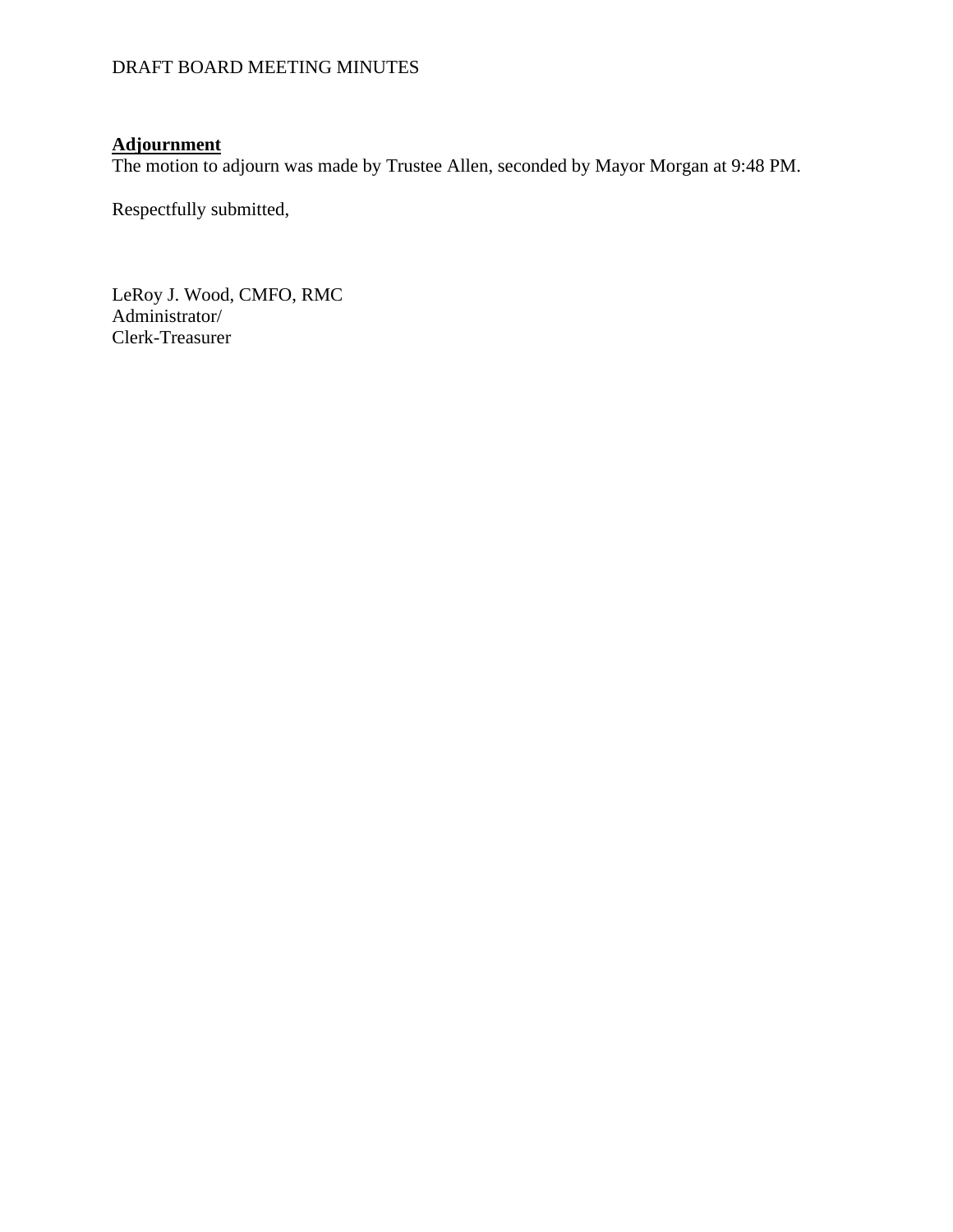**Adjournment**

The motion to adjourn was made by Trustee Allen, seconded by Mayor Morgan at 9:48 PM.

Respectfully submitted,

LeRoy J. Wood, CMFO, RMC
Administrator/
Clerk-Treasurer